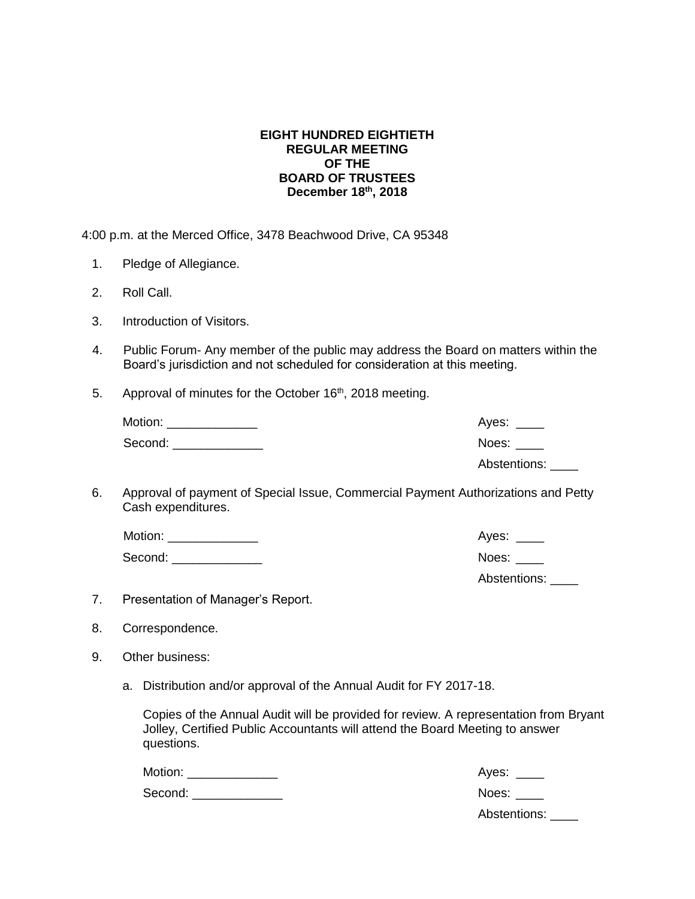**EIGHT HUNDRED EIGHTIETH**
**REGULAR MEETING**
**OF THE**
**BOARD OF TRUSTEES**
**December 18th, 2018**

4:00 p.m. at the Merced Office, 3478 Beachwood Drive, CA 95348

1. Pledge of Allegiance.

2. Roll Call.

3. Introduction of Visitors.

4. Public Forum- Any member of the public may address the Board on matters within the Board's jurisdiction and not scheduled for consideration at this meeting.

5. Approval of minutes for the October 16th, 2018 meeting.

   Motion: _____________ Ayes: ____

   Second: _____________ Noes: ____

   Abstentions: ____

6. Approval of payment of Special Issue, Commercial Payment Authorizations and Petty Cash expenditures.

   Motion: _____________ Ayes: ____

   Second: _____________ Noes: ____

   Abstentions: ____

7. Presentation of Manager's Report.

8. Correspondence.

9. Other business:

   a. Distribution and/or approval of the Annual Audit for FY 2017-18.

      Copies of the Annual Audit will be provided for review. A representation from Bryant Jolley, Certified Public Accountants will attend the Board Meeting to answer questions.

      Motion: _____________ Ayes: ____

      Second: _____________ Noes: ____

      Abstentions: ____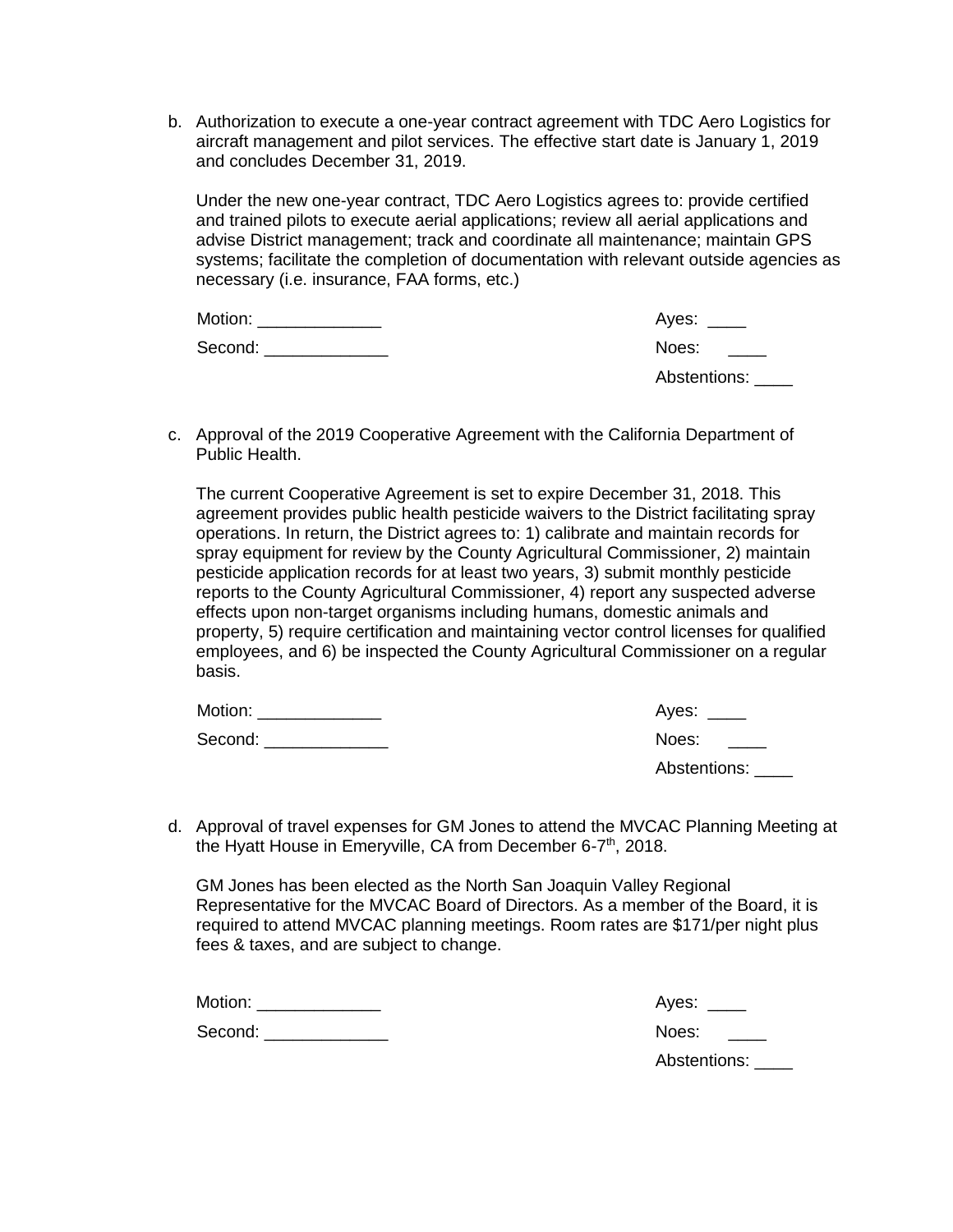b. Authorization to execute a one-year contract agreement with TDC Aero Logistics for aircraft management and pilot services. The effective start date is January 1, 2019 and concludes December 31, 2019.

   Under the new one-year contract, TDC Aero Logistics agrees to: provide certified and trained pilots to execute aerial applications; review all aerial applications and advise District management; track and coordinate all maintenance; maintain GPS systems; facilitate the completion of documentation with relevant outside agencies as necessary (i.e. insurance, FAA forms, etc.)

   Motion: _____________ Ayes: ____

   Second: _____________ Noes: ____

   Abstentions: ____

c. Approval of the 2019 Cooperative Agreement with the California Department of Public Health.

   The current Cooperative Agreement is set to expire December 31, 2018. This agreement provides public health pesticide waivers to the District facilitating spray operations. In return, the District agrees to: 1) calibrate and maintain records for spray equipment for review by the County Agricultural Commissioner, 2) maintain pesticide application records for at least two years, 3) submit monthly pesticide reports to the County Agricultural Commissioner, 4) report any suspected adverse effects upon non-target organisms including humans, domestic animals and property, 5) require certification and maintaining vector control licenses for qualified employees, and 6) be inspected the County Agricultural Commissioner on a regular basis.

   Motion: _____________ Ayes: ____

   Second: _____________ Noes: ____

   Abstentions: ____

d. Approval of travel expenses for GM Jones to attend the MVCAC Planning Meeting at the Hyatt House in Emeryville, CA from December 6-7th, 2018.

   GM Jones has been elected as the North San Joaquin Valley Regional Representative for the MVCAC Board of Directors. As a member of the Board, it is required to attend MVCAC planning meetings. Room rates are $171/per night plus fees & taxes, and are subject to change.

   Motion: _____________ Ayes: ____

   Second: _____________ Noes: ____

   Abstentions: ____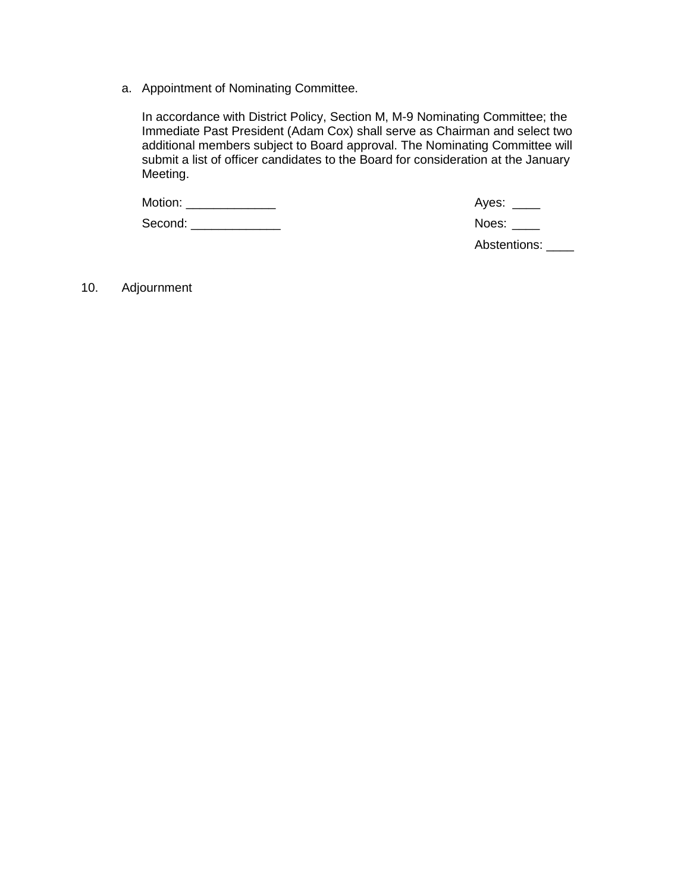a. Appointment of Nominating Committee.

   In accordance with District Policy, Section M, M-9 Nominating Committee; the Immediate Past President (Adam Cox) shall serve as Chairman and select two additional members subject to Board approval. The Nominating Committee will submit a list of officer candidates to the Board for consideration at the January Meeting.

   Motion: _____________ Ayes: ____

   Second: _____________ Noes: ____

   Abstentions: ____

10. Adjournment